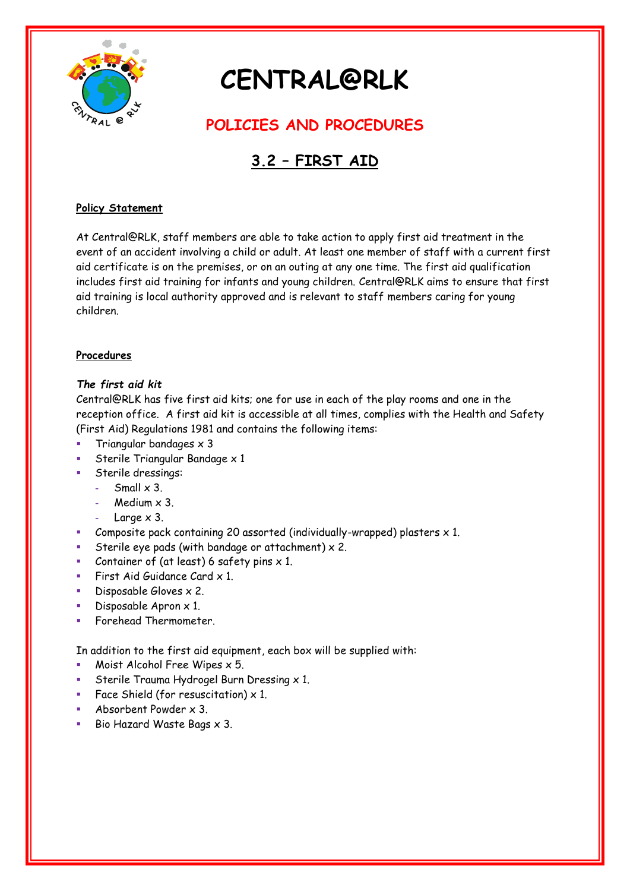# CENTRAL@RLK

## POLICIES AND PROCEDURES

## 3.2 – FIRST AID

**Policy Statement**

At Central@RLK, staff members are able to take action to apply first aid treatment in the event of an accident involving a child or adult. At least one member of staff with a current first aid certificate is on the premises, or on an outing at any one time. The first aid qualification includes first aid training for infants and young children. Central@RLK aims to ensure that first aid training is local authority approved and is relevant to staff members caring for young children.

**Procedures**

***The first aid kit***

Central@RLK has five first aid kits; one for use in each of the play rooms and one in the reception office. A first aid kit is accessible at all times, complies with the Health and Safety (First Aid) Regulations 1981 and contains the following items:

- Triangular bandages x 3
- Sterile Triangular Bandage x 1
- Sterile dressings:
  - Small x 3.
  - Medium x 3.
  - Large x 3.
- Composite pack containing 20 assorted (individually-wrapped) plasters x 1.
- Sterile eye pads (with bandage or attachment) x 2.
- Container of (at least) 6 safety pins x 1.
- First Aid Guidance Card x 1.
- Disposable Gloves x 2.
- Disposable Apron x 1.
- Forehead Thermometer.

In addition to the first aid equipment, each box will be supplied with:

- Moist Alcohol Free Wipes x 5.
- Sterile Trauma Hydrogel Burn Dressing x 1.
- Face Shield (for resuscitation) x 1.
- Absorbent Powder x 3.
- Bio Hazard Waste Bags x 3.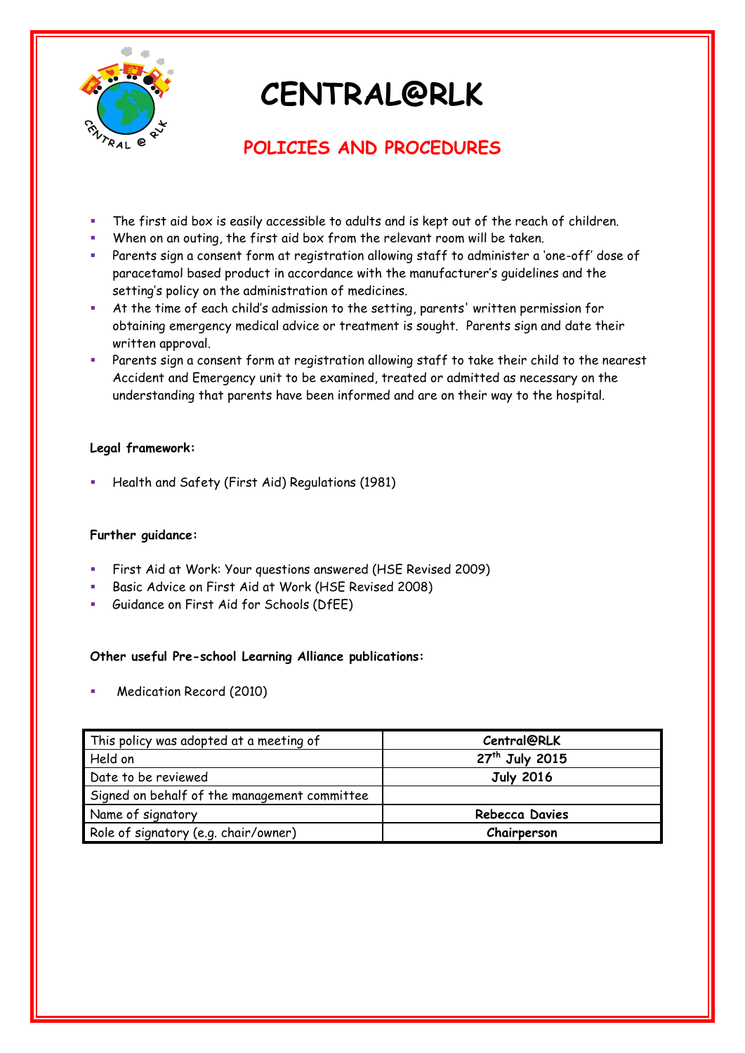# CENTRAL@RLK

## POLICIES AND PROCEDURES

- The first aid box is easily accessible to adults and is kept out of the reach of children.
- When on an outing, the first aid box from the relevant room will be taken.
- Parents sign a consent form at registration allowing staff to administer a 'one-off' dose of paracetamol based product in accordance with the manufacturer's guidelines and the setting's policy on the administration of medicines.
- At the time of each child's admission to the setting, parents' written permission for obtaining emergency medical advice or treatment is sought. Parents sign and date their written approval.
- Parents sign a consent form at registration allowing staff to take their child to the nearest Accident and Emergency unit to be examined, treated or admitted as necessary on the understanding that parents have been informed and are on their way to the hospital.

**Legal framework:**

- Health and Safety (First Aid) Regulations (1981)

**Further guidance:**

- First Aid at Work: Your questions answered (HSE Revised 2009)
- Basic Advice on First Aid at Work (HSE Revised 2008)
- Guidance on First Aid for Schools (DfEE)

**Other useful Pre-school Learning Alliance publications:**

- Medication Record (2010)

| | |
|---|---|
| This policy was adopted at a meeting of | **Central@RLK** |
| Held on | **27th July 2015** |
| Date to be reviewed | **July 2016** |
| Signed on behalf of the management committee | |
| Name of signatory | **Rebecca Davies** |
| Role of signatory (e.g. chair/owner) | **Chairperson** |